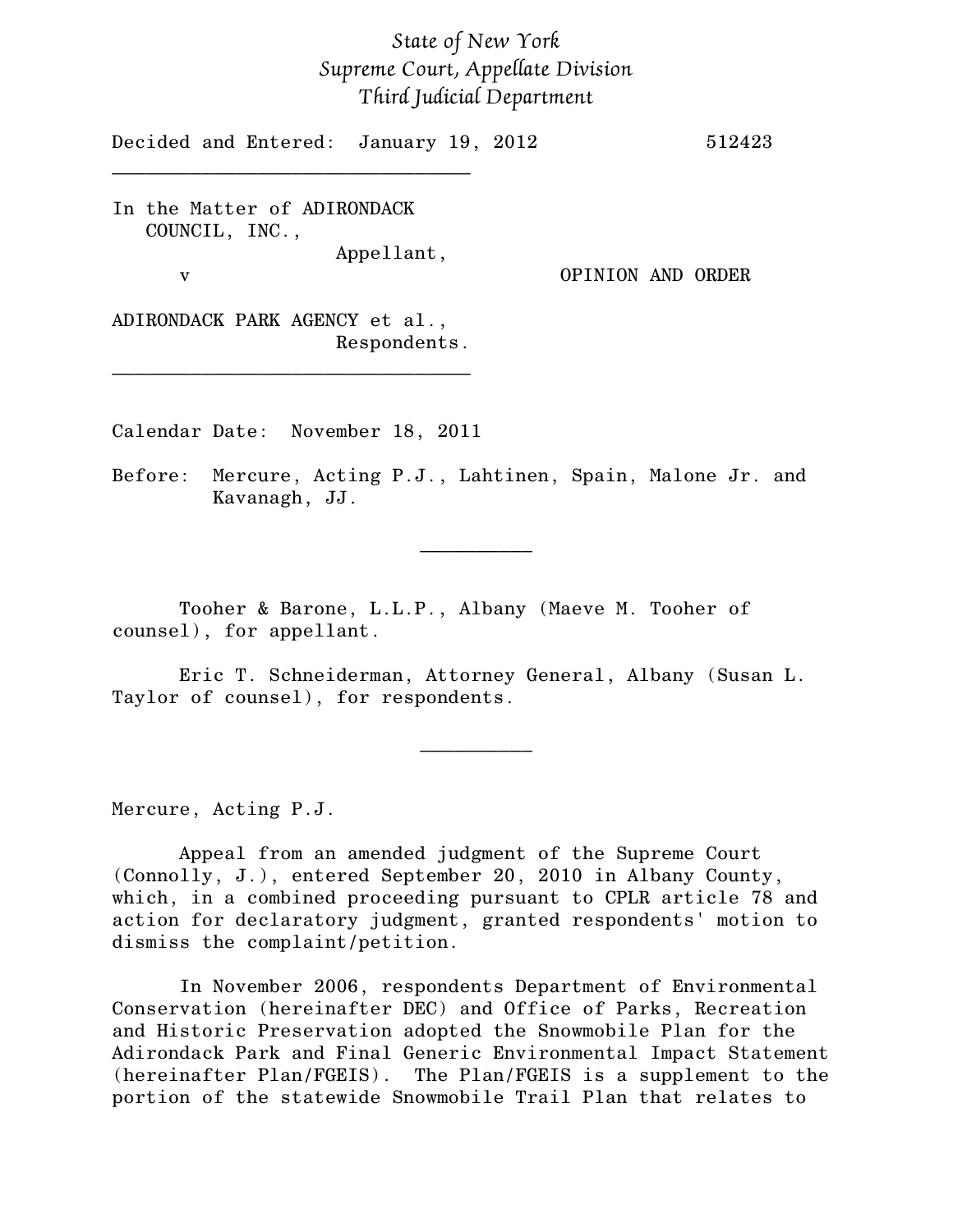*State of New York*
*Supreme Court, Appellate Division*
*Third Judicial Department*

Decided and Entered: January 19, 2012 512423

---

In the Matter of ADIRONDACK COUNCIL, INC.,
Appellant,

v

ADIRONDACK PARK AGENCY et al.,
Respondents.

OPINION AND ORDER

---

Calendar Date: November 18, 2011

Before: Mercure, Acting P.J., Lahtinen, Spain, Malone Jr. and Kavanagh, JJ.

---

Tooher & Barone, L.L.P., Albany (Maeve M. Tooher of counsel), for appellant.

Eric T. Schneiderman, Attorney General, Albany (Susan L. Taylor of counsel), for respondents.

---

Mercure, Acting P.J.

Appeal from an amended judgment of the Supreme Court (Connolly, J.), entered September 20, 2010 in Albany County, which, in a combined proceeding pursuant to CPLR article 78 and action for declaratory judgment, granted respondents' motion to dismiss the complaint/petition.

In November 2006, respondents Department of Environmental Conservation (hereinafter DEC) and Office of Parks, Recreation and Historic Preservation adopted the Snowmobile Plan for the Adirondack Park and Final Generic Environmental Impact Statement (hereinafter Plan/FGEIS). The Plan/FGEIS is a supplement to the portion of the statewide Snowmobile Trail Plan that relates to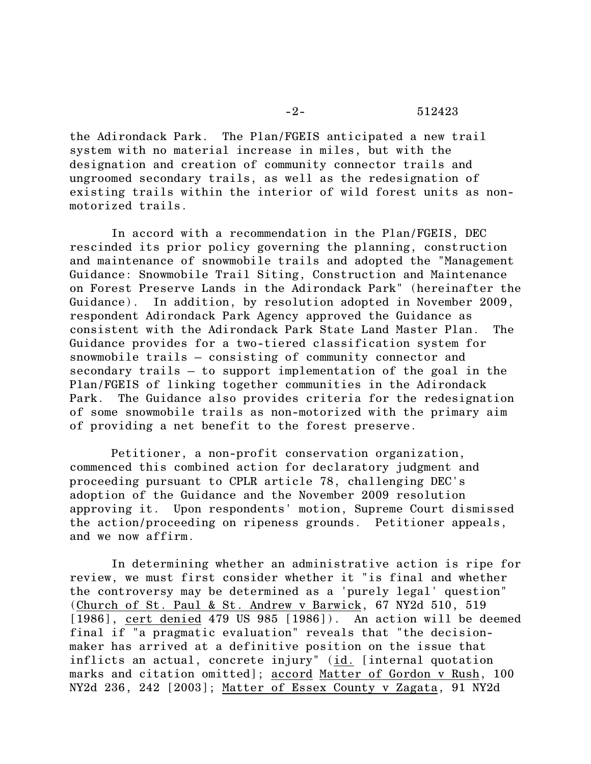the Adirondack Park. The Plan/FGEIS anticipated a new trail system with no material increase in miles, but with the designation and creation of community connector trails and ungroomed secondary trails, as well as the redesignation of existing trails within the interior of wild forest units as non-motorized trails.

In accord with a recommendation in the Plan/FGEIS, DEC rescinded its prior policy governing the planning, construction and maintenance of snowmobile trails and adopted the "Management Guidance: Snowmobile Trail Siting, Construction and Maintenance on Forest Preserve Lands in the Adirondack Park" (hereinafter the Guidance). In addition, by resolution adopted in November 2009, respondent Adirondack Park Agency approved the Guidance as consistent with the Adirondack Park State Land Master Plan. The Guidance provides for a two-tiered classification system for snowmobile trails – consisting of community connector and secondary trails – to support implementation of the goal in the Plan/FGEIS of linking together communities in the Adirondack Park. The Guidance also provides criteria for the redesignation of some snowmobile trails as non-motorized with the primary aim of providing a net benefit to the forest preserve.

Petitioner, a non-profit conservation organization, commenced this combined action for declaratory judgment and proceeding pursuant to CPLR article 78, challenging DEC's adoption of the Guidance and the November 2009 resolution approving it. Upon respondents' motion, Supreme Court dismissed the action/proceeding on ripeness grounds. Petitioner appeals, and we now affirm.

In determining whether an administrative action is ripe for review, we must first consider whether it "is final and whether the controversy may be determined as a 'purely legal' question" (Church of St. Paul & St. Andrew v Barwick, 67 NY2d 510, 519 [1986], cert denied 479 US 985 [1986]). An action will be deemed final if "a pragmatic evaluation" reveals that "the decision-maker has arrived at a definitive position on the issue that inflicts an actual, concrete injury" (id. [internal quotation marks and citation omitted]; accord Matter of Gordon v Rush, 100 NY2d 236, 242 [2003]; Matter of Essex County v Zagata, 91 NY2d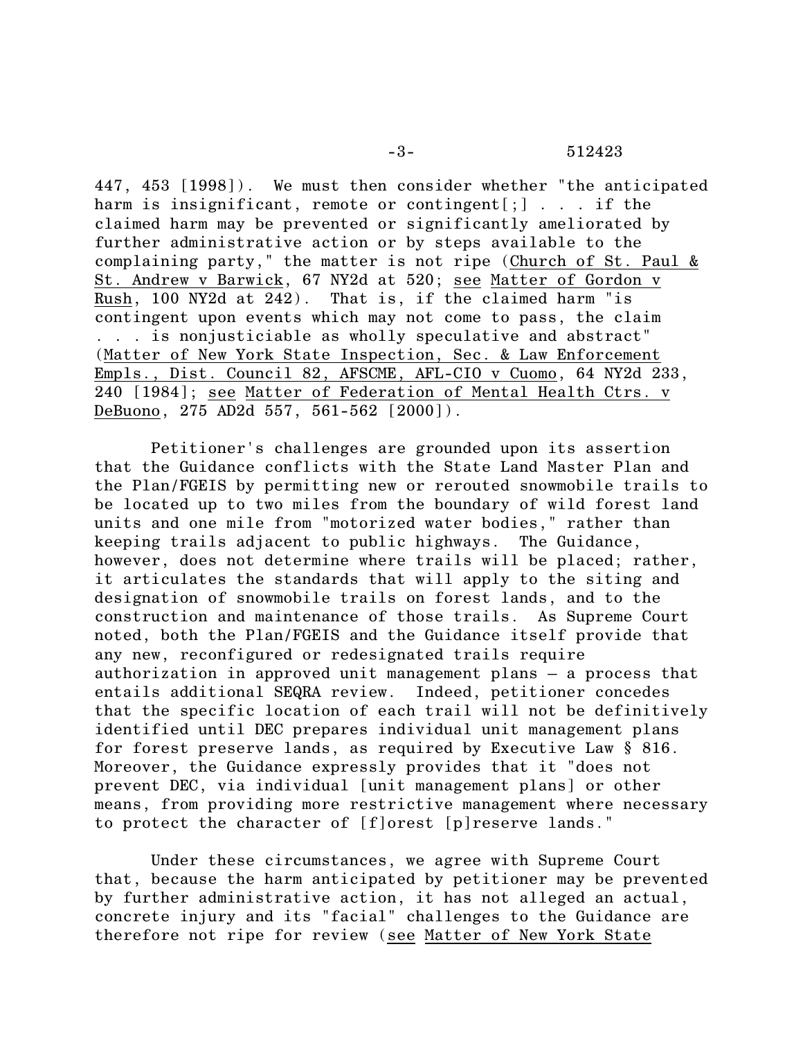447, 453 [1998]). We must then consider whether "the anticipated harm is insignificant, remote or contingent[;] . . . if the claimed harm may be prevented or significantly ameliorated by further administrative action or by steps available to the complaining party," the matter is not ripe (Church of St. Paul & St. Andrew v Barwick, 67 NY2d at 520; see Matter of Gordon v Rush, 100 NY2d at 242). That is, if the claimed harm "is contingent upon events which may not come to pass, the claim . . . is nonjusticiable as wholly speculative and abstract" (Matter of New York State Inspection, Sec. & Law Enforcement Empls., Dist. Council 82, AFSCME, AFL-CIO v Cuomo, 64 NY2d 233, 240 [1984]; see Matter of Federation of Mental Health Ctrs. v DeBuono, 275 AD2d 557, 561-562 [2000]).

Petitioner's challenges are grounded upon its assertion that the Guidance conflicts with the State Land Master Plan and the Plan/FGEIS by permitting new or rerouted snowmobile trails to be located up to two miles from the boundary of wild forest land units and one mile from "motorized water bodies," rather than keeping trails adjacent to public highways. The Guidance, however, does not determine where trails will be placed; rather, it articulates the standards that will apply to the siting and designation of snowmobile trails on forest lands, and to the construction and maintenance of those trails. As Supreme Court noted, both the Plan/FGEIS and the Guidance itself provide that any new, reconfigured or redesignated trails require authorization in approved unit management plans – a process that entails additional SEQRA review. Indeed, petitioner concedes that the specific location of each trail will not be definitively identified until DEC prepares individual unit management plans for forest preserve lands, as required by Executive Law § 816. Moreover, the Guidance expressly provides that it "does not prevent DEC, via individual [unit management plans] or other means, from providing more restrictive management where necessary to protect the character of [f]orest [p]reserve lands."

Under these circumstances, we agree with Supreme Court that, because the harm anticipated by petitioner may be prevented by further administrative action, it has not alleged an actual, concrete injury and its "facial" challenges to the Guidance are therefore not ripe for review (see Matter of New York State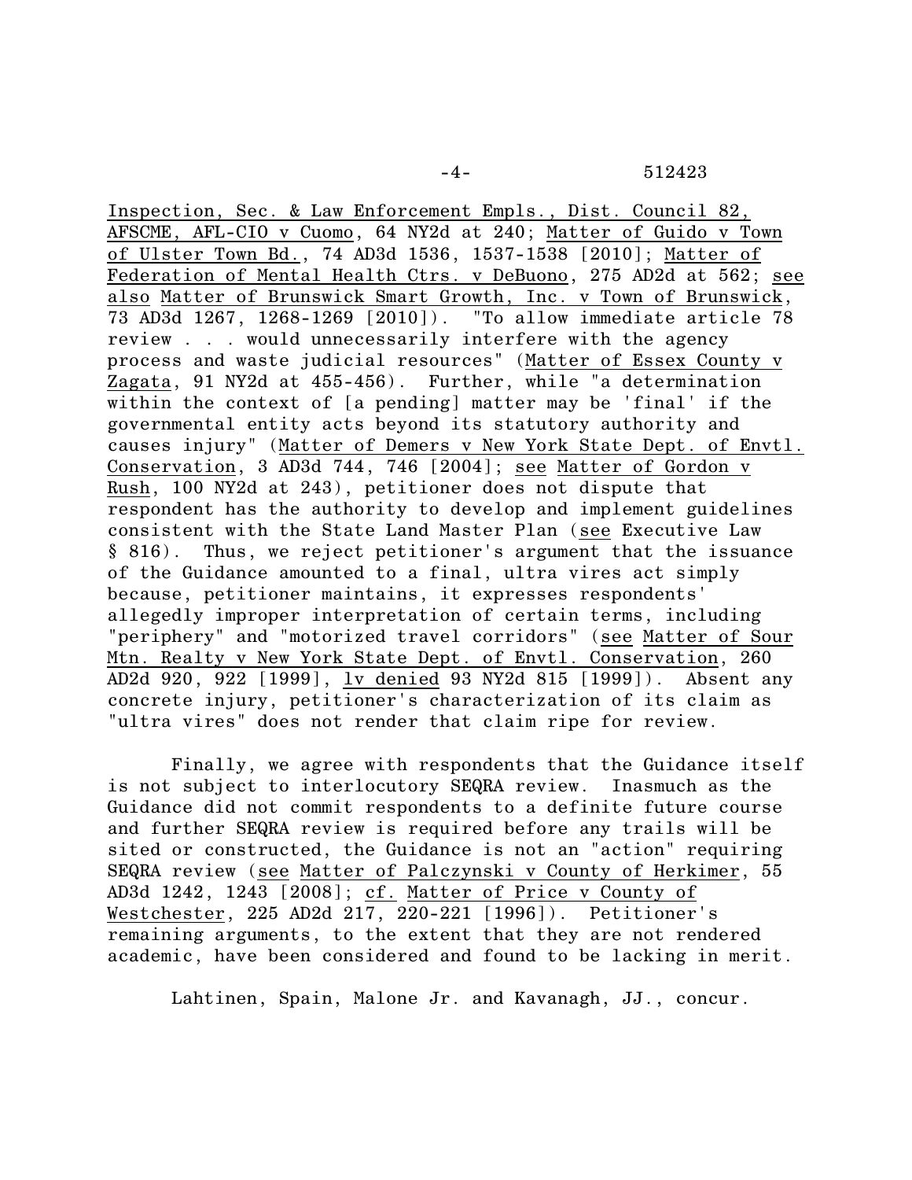Inspection, Sec. & Law Enforcement Empls., Dist. Council 82, AFSCME, AFL-CIO v Cuomo, 64 NY2d at 240; Matter of Guido v Town of Ulster Town Bd., 74 AD3d 1536, 1537-1538 [2010]; Matter of Federation of Mental Health Ctrs. v DeBuono, 275 AD2d at 562; see also Matter of Brunswick Smart Growth, Inc. v Town of Brunswick, 73 AD3d 1267, 1268-1269 [2010]). "To allow immediate article 78 review . . . would unnecessarily interfere with the agency process and waste judicial resources" (Matter of Essex County v Zagata, 91 NY2d at 455-456). Further, while "a determination within the context of [a pending] matter may be 'final' if the governmental entity acts beyond its statutory authority and causes injury" (Matter of Demers v New York State Dept. of Envtl. Conservation, 3 AD3d 744, 746 [2004]; see Matter of Gordon v Rush, 100 NY2d at 243), petitioner does not dispute that respondent has the authority to develop and implement guidelines consistent with the State Land Master Plan (see Executive Law § 816). Thus, we reject petitioner's argument that the issuance of the Guidance amounted to a final, ultra vires act simply because, petitioner maintains, it expresses respondents' allegedly improper interpretation of certain terms, including "periphery" and "motorized travel corridors" (see Matter of Sour Mtn. Realty v New York State Dept. of Envtl. Conservation, 260 AD2d 920, 922 [1999], lv denied 93 NY2d 815 [1999]). Absent any concrete injury, petitioner's characterization of its claim as "ultra vires" does not render that claim ripe for review.

Finally, we agree with respondents that the Guidance itself is not subject to interlocutory SEQRA review. Inasmuch as the Guidance did not commit respondents to a definite future course and further SEQRA review is required before any trails will be sited or constructed, the Guidance is not an "action" requiring SEQRA review (see Matter of Palczynski v County of Herkimer, 55 AD3d 1242, 1243 [2008]; cf. Matter of Price v County of Westchester, 225 AD2d 217, 220-221 [1996]). Petitioner's remaining arguments, to the extent that they are not rendered academic, have been considered and found to be lacking in merit.

Lahtinen, Spain, Malone Jr. and Kavanagh, JJ., concur.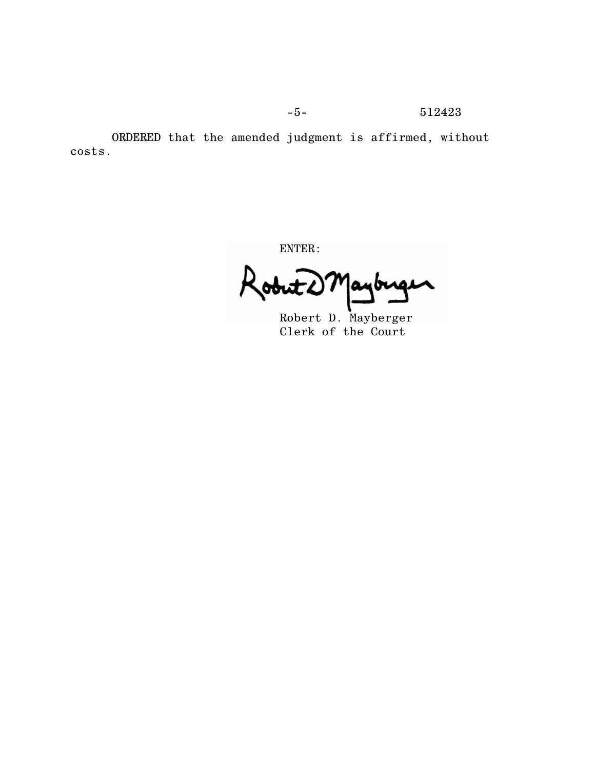ORDERED that the amended judgment is affirmed, without costs.

ENTER:

Robert D. Mayberger
Clerk of the Court